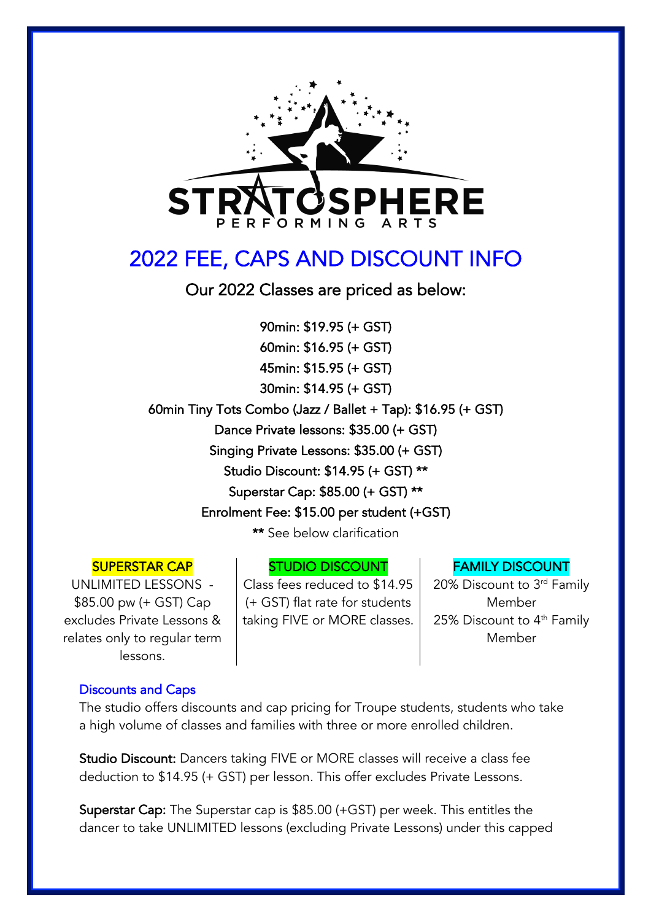STRATOSPHERE PERFORMING ARTS

# 2022 FEE, CAPS AND DISCOUNT INFO

## Our 2022 Classes are priced as below:

**90min: $19.95 (+ GST)**
**60min: $16.95 (+ GST)**
**45min: $15.95 (+ GST)**
**30min: $14.95 (+ GST)**
**60min Tiny Tots Combo (Jazz / Ballet + Tap): $16.95 (+ GST)**
**Dance Private lessons: $35.00 (+ GST)**
**Singing Private Lessons: $35.00 (+ GST)**
**Studio Discount: $14.95 (+ GST) \*\***
**Superstar Cap: $85.00 (+ GST) \*\***
**Enrolment Fee: $15.00 per student (+GST)**

**\*\*** See below clarification

**SUPERSTAR CAP**

UNLIMITED LESSONS - $85.00 pw (+ GST) Cap excludes Private Lessons & relates only to regular term lessons.

**STUDIO DISCOUNT**

Class fees reduced to $14.95 (+ GST) flat rate for students taking FIVE or MORE classes.

**FAMILY DISCOUNT**

20% Discount to 3rd Family Member
25% Discount to 4th Family Member

### Discounts and Caps

The studio offers discounts and cap pricing for Troupe students, students who take a high volume of classes and families with three or more enrolled children.

**Studio Discount:** Dancers taking FIVE or MORE classes will receive a class fee deduction to $14.95 (+ GST) per lesson. This offer excludes Private Lessons.

**Superstar Cap:** The Superstar cap is $85.00 (+GST) per week. This entitles the dancer to take UNLIMITED lessons (excluding Private Lessons) under this capped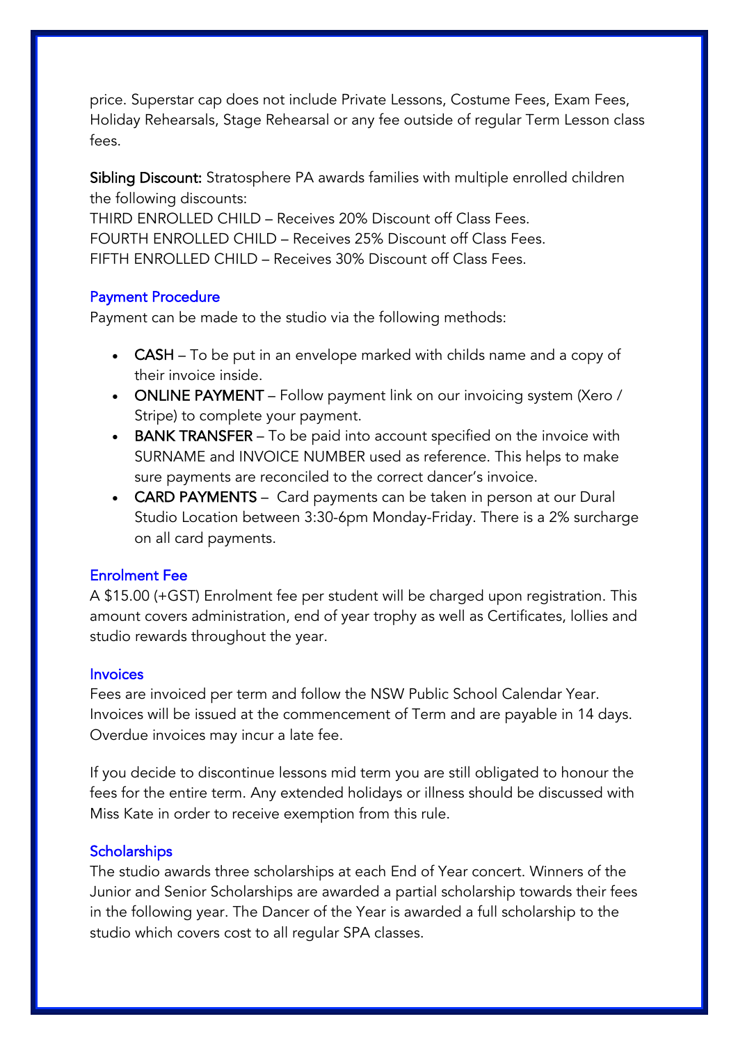price. Superstar cap does not include Private Lessons, Costume Fees, Exam Fees, Holiday Rehearsals, Stage Rehearsal or any fee outside of regular Term Lesson class fees.

**Sibling Discount:** Stratosphere PA awards families with multiple enrolled children the following discounts:
THIRD ENROLLED CHILD – Receives 20% Discount off Class Fees.
FOURTH ENROLLED CHILD – Receives 25% Discount off Class Fees.
FIFTH ENROLLED CHILD – Receives 30% Discount off Class Fees.

## Payment Procedure

Payment can be made to the studio via the following methods:

- **CASH** – To be put in an envelope marked with childs name and a copy of their invoice inside.
- **ONLINE PAYMENT** – Follow payment link on our invoicing system (Xero / Stripe) to complete your payment.
- **BANK TRANSFER** – To be paid into account specified on the invoice with SURNAME and INVOICE NUMBER used as reference. This helps to make sure payments are reconciled to the correct dancer's invoice.
- **CARD PAYMENTS** – Card payments can be taken in person at our Dural Studio Location between 3:30-6pm Monday-Friday. There is a 2% surcharge on all card payments.

## Enrolment Fee

A $15.00 (+GST) Enrolment fee per student will be charged upon registration. This amount covers administration, end of year trophy as well as Certificates, lollies and studio rewards throughout the year.

## Invoices

Fees are invoiced per term and follow the NSW Public School Calendar Year. Invoices will be issued at the commencement of Term and are payable in 14 days. Overdue invoices may incur a late fee.

If you decide to discontinue lessons mid term you are still obligated to honour the fees for the entire term. Any extended holidays or illness should be discussed with Miss Kate in order to receive exemption from this rule.

## Scholarships

The studio awards three scholarships at each End of Year concert. Winners of the Junior and Senior Scholarships are awarded a partial scholarship towards their fees in the following year. The Dancer of the Year is awarded a full scholarship to the studio which covers cost to all regular SPA classes.